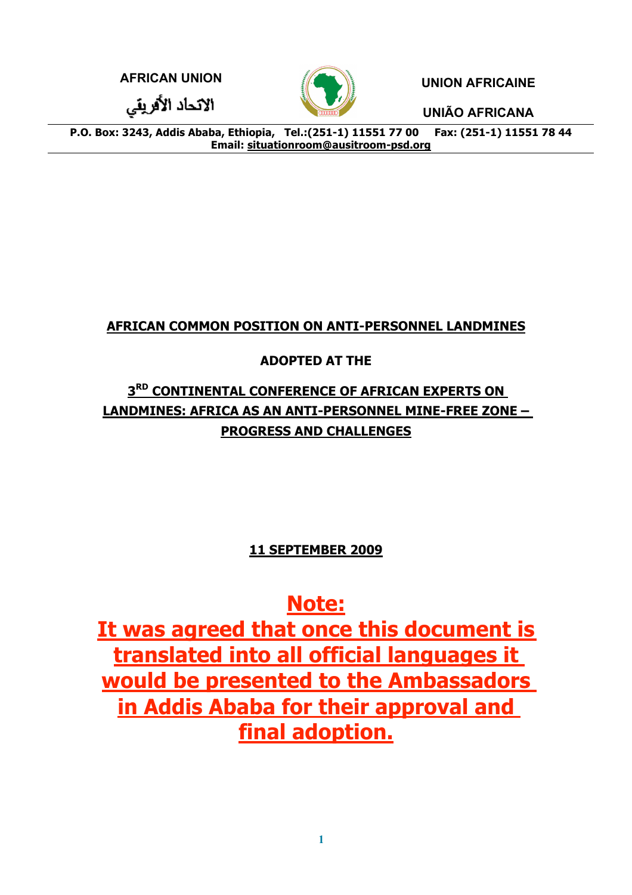**AFRICAN UNION**

الاتحاد الأفريقي

**UNION AFRICAINE**

**UNIÃO AFRICANA**

**P.O. Box: 3243, Addis Ababa, Ethiopia, Tel.:(251-1) 11551 77 00 Fax: (251-1) 11551 78 44**
**Email: situationroom@ausitroom-psd.org**

# AFRICAN COMMON POSITION ON ANTI-PERSONNEL LANDMINES

## ADOPTED AT THE

## 3RD CONTINENTAL CONFERENCE OF AFRICAN EXPERTS ON LANDMINES: AFRICA AS AN ANTI-PERSONNEL MINE-FREE ZONE – PROGRESS AND CHALLENGES

**11 SEPTEMBER 2009**

## Note:

## It was agreed that once this document is translated into all official languages it would be presented to the Ambassadors in Addis Ababa for their approval and final adoption.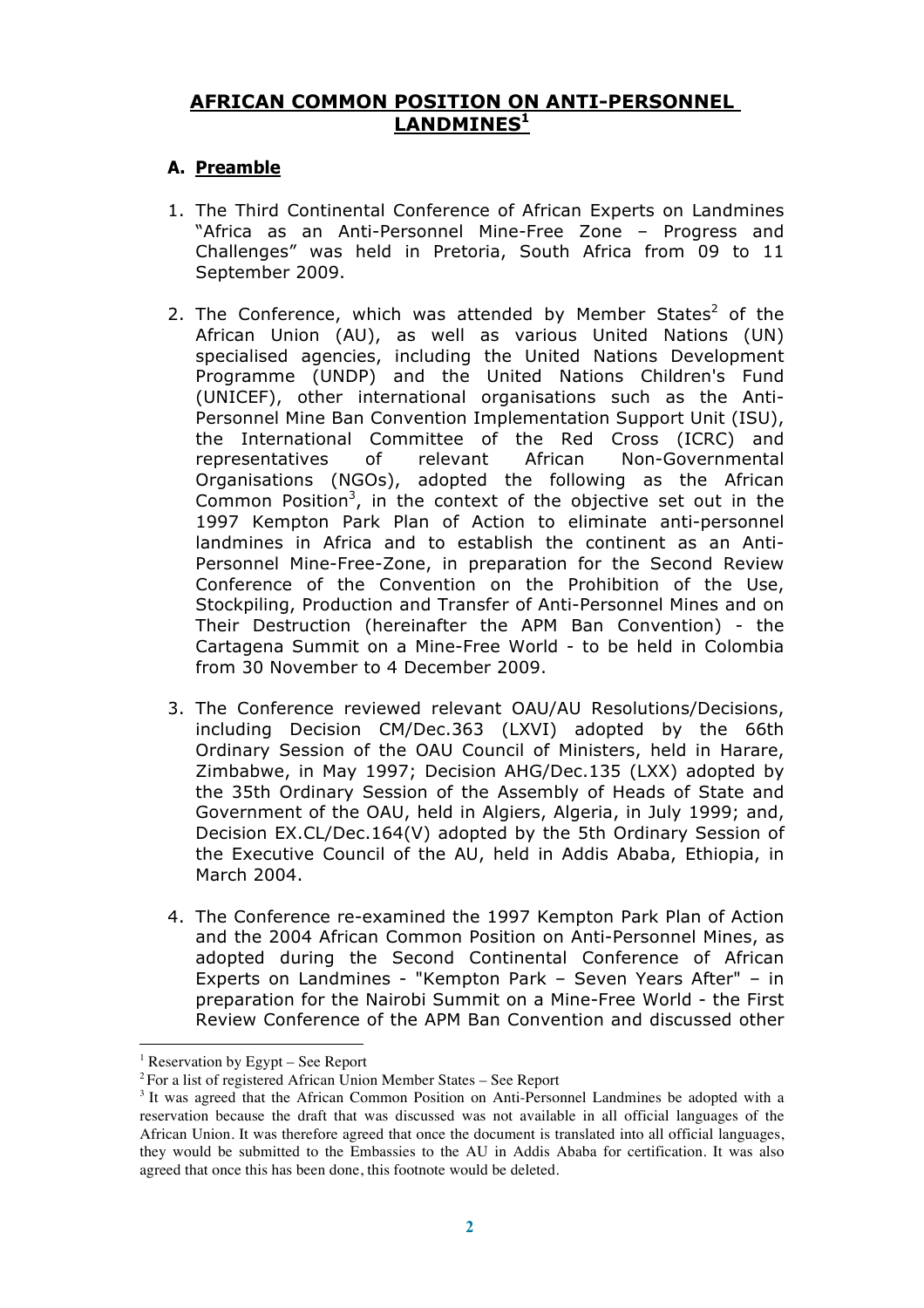# AFRICAN COMMON POSITION ON ANTI-PERSONNEL LANDMINES[1]

## A. Preamble

1. The Third Continental Conference of African Experts on Landmines "Africa as an Anti-Personnel Mine-Free Zone – Progress and Challenges" was held in Pretoria, South Africa from 09 to 11 September 2009.

2. The Conference, which was attended by Member States[2] of the African Union (AU), as well as various United Nations (UN) specialised agencies, including the United Nations Development Programme (UNDP) and the United Nations Children's Fund (UNICEF), other international organisations such as the Anti-Personnel Mine Ban Convention Implementation Support Unit (ISU), the International Committee of the Red Cross (ICRC) and representatives of relevant African Non-Governmental Organisations (NGOs), adopted the following as the African Common Position[3], in the context of the objective set out in the 1997 Kempton Park Plan of Action to eliminate anti-personnel landmines in Africa and to establish the continent as an Anti-Personnel Mine-Free-Zone, in preparation for the Second Review Conference of the Convention on the Prohibition of the Use, Stockpiling, Production and Transfer of Anti-Personnel Mines and on Their Destruction (hereinafter the APM Ban Convention) - the Cartagena Summit on a Mine-Free World - to be held in Colombia from 30 November to 4 December 2009.

3. The Conference reviewed relevant OAU/AU Resolutions/Decisions, including Decision CM/Dec.363 (LXVI) adopted by the 66th Ordinary Session of the OAU Council of Ministers, held in Harare, Zimbabwe, in May 1997; Decision AHG/Dec.135 (LXX) adopted by the 35th Ordinary Session of the Assembly of Heads of State and Government of the OAU, held in Algiers, Algeria, in July 1999; and, Decision EX.CL/Dec.164(V) adopted by the 5th Ordinary Session of the Executive Council of the AU, held in Addis Ababa, Ethiopia, in March 2004.

4. The Conference re-examined the 1997 Kempton Park Plan of Action and the 2004 African Common Position on Anti-Personnel Mines, as adopted during the Second Continental Conference of African Experts on Landmines - "Kempton Park – Seven Years After" – in preparation for the Nairobi Summit on a Mine-Free World - the First Review Conference of the APM Ban Convention and discussed other

---

[1] Reservation by Egypt – See Report

[2] For a list of registered African Union Member States – See Report

[3] It was agreed that the African Common Position on Anti-Personnel Landmines be adopted with a reservation because the draft that was discussed was not available in all official languages of the African Union. It was therefore agreed that once the document is translated into all official languages, they would be submitted to the Embassies to the AU in Addis Ababa for certification. It was also agreed that once this has been done, this footnote would be deleted.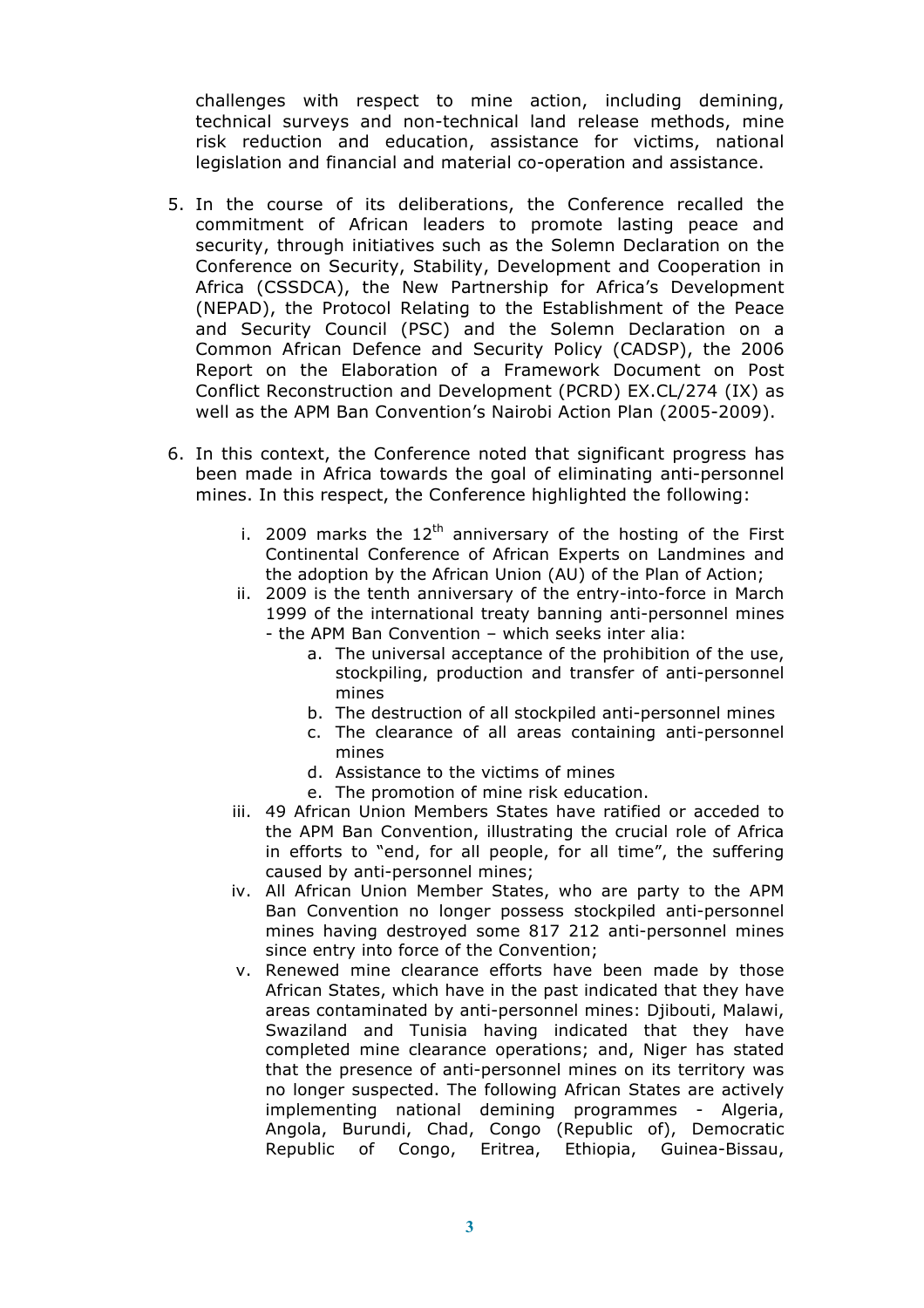challenges with respect to mine action, including demining, technical surveys and non-technical land release methods, mine risk reduction and education, assistance for victims, national legislation and financial and material co-operation and assistance.

5. In the course of its deliberations, the Conference recalled the commitment of African leaders to promote lasting peace and security, through initiatives such as the Solemn Declaration on the Conference on Security, Stability, Development and Cooperation in Africa (CSSDCA), the New Partnership for Africa's Development (NEPAD), the Protocol Relating to the Establishment of the Peace and Security Council (PSC) and the Solemn Declaration on a Common African Defence and Security Policy (CADSP), the 2006 Report on the Elaboration of a Framework Document on Post Conflict Reconstruction and Development (PCRD) EX.CL/274 (IX) as well as the APM Ban Convention's Nairobi Action Plan (2005-2009).

6. In this context, the Conference noted that significant progress has been made in Africa towards the goal of eliminating anti-personnel mines. In this respect, the Conference highlighted the following:

   i. 2009 marks the 12th anniversary of the hosting of the First Continental Conference of African Experts on Landmines and the adoption by the African Union (AU) of the Plan of Action;
   ii. 2009 is the tenth anniversary of the entry-into-force in March 1999 of the international treaty banning anti-personnel mines - the APM Ban Convention – which seeks inter alia:
      a. The universal acceptance of the prohibition of the use, stockpiling, production and transfer of anti-personnel mines
      b. The destruction of all stockpiled anti-personnel mines
      c. The clearance of all areas containing anti-personnel mines
      d. Assistance to the victims of mines
      e. The promotion of mine risk education.
   iii. 49 African Union Members States have ratified or acceded to the APM Ban Convention, illustrating the crucial role of Africa in efforts to "end, for all people, for all time", the suffering caused by anti-personnel mines;
   iv. All African Union Member States, who are party to the APM Ban Convention no longer possess stockpiled anti-personnel mines having destroyed some 817 212 anti-personnel mines since entry into force of the Convention;
   v. Renewed mine clearance efforts have been made by those African States, which have in the past indicated that they have areas contaminated by anti-personnel mines: Djibouti, Malawi, Swaziland and Tunisia having indicated that they have completed mine clearance operations; and, Niger has stated that the presence of anti-personnel mines on its territory was no longer suspected. The following African States are actively implementing national demining programmes - Algeria, Angola, Burundi, Chad, Congo (Republic of), Democratic Republic of Congo, Eritrea, Ethiopia, Guinea-Bissau,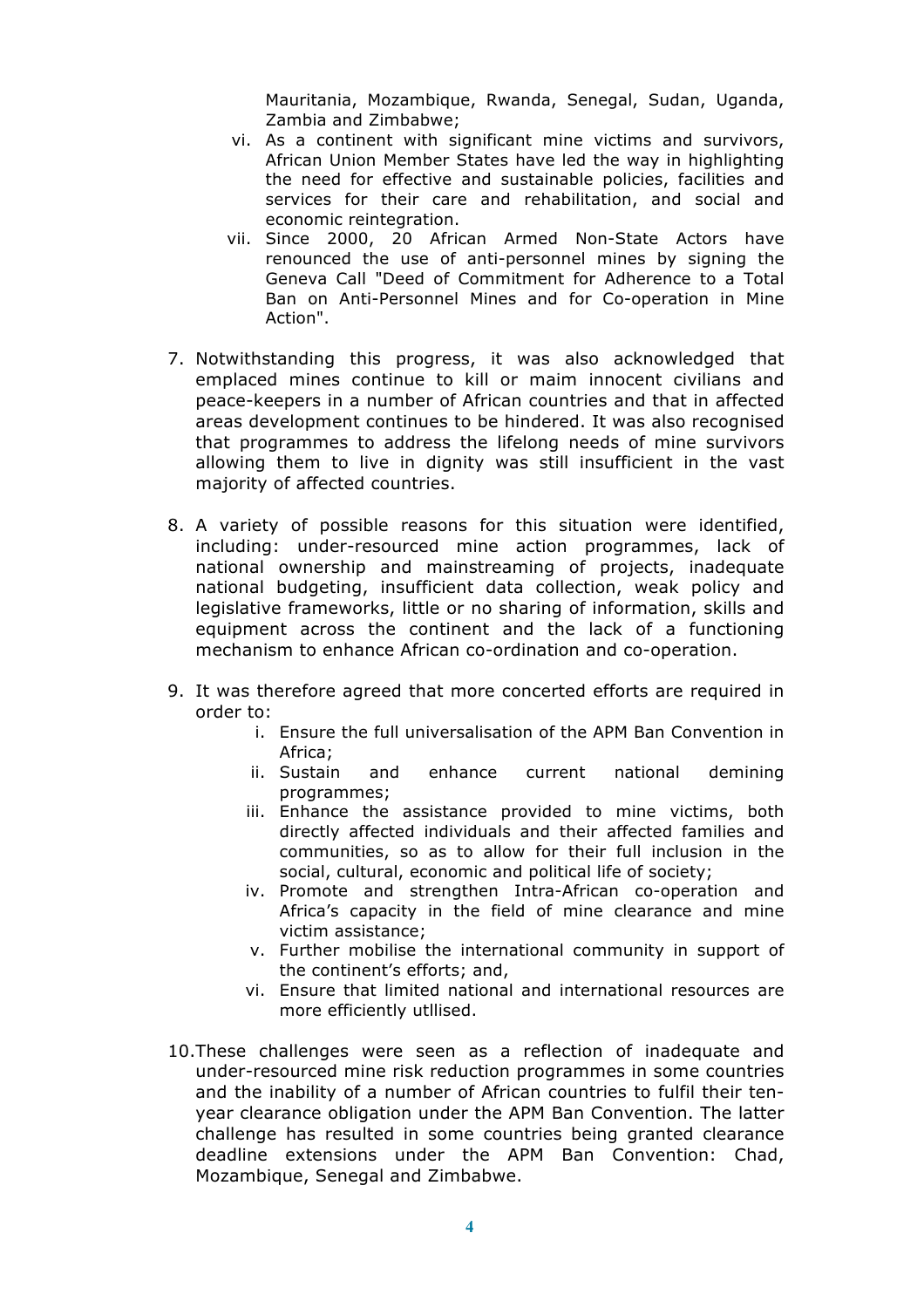Mauritania, Mozambique, Rwanda, Senegal, Sudan, Uganda, Zambia and Zimbabwe;

vi. As a continent with significant mine victims and survivors, African Union Member States have led the way in highlighting the need for effective and sustainable policies, facilities and services for their care and rehabilitation, and social and economic reintegration.

vii. Since 2000, 20 African Armed Non-State Actors have renounced the use of anti-personnel mines by signing the Geneva Call "Deed of Commitment for Adherence to a Total Ban on Anti-Personnel Mines and for Co-operation in Mine Action".

7. Notwithstanding this progress, it was also acknowledged that emplaced mines continue to kill or maim innocent civilians and peace-keepers in a number of African countries and that in affected areas development continues to be hindered. It was also recognised that programmes to address the lifelong needs of mine survivors allowing them to live in dignity was still insufficient in the vast majority of affected countries.

8. A variety of possible reasons for this situation were identified, including: under-resourced mine action programmes, lack of national ownership and mainstreaming of projects, inadequate national budgeting, insufficient data collection, weak policy and legislative frameworks, little or no sharing of information, skills and equipment across the continent and the lack of a functioning mechanism to enhance African co-ordination and co-operation.

9. It was therefore agreed that more concerted efforts are required in order to:
    i. Ensure the full universalisation of the APM Ban Convention in Africa;
    ii. Sustain and enhance current national demining programmes;
    iii. Enhance the assistance provided to mine victims, both directly affected individuals and their affected families and communities, so as to allow for their full inclusion in the social, cultural, economic and political life of society;
    iv. Promote and strengthen Intra-African co-operation and Africa's capacity in the field of mine clearance and mine victim assistance;
    v. Further mobilise the international community in support of the continent's efforts; and,
    vi. Ensure that limited national and international resources are more efficiently utllised.

10. These challenges were seen as a reflection of inadequate and under-resourced mine risk reduction programmes in some countries and the inability of a number of African countries to fulfil their ten-year clearance obligation under the APM Ban Convention. The latter challenge has resulted in some countries being granted clearance deadline extensions under the APM Ban Convention: Chad, Mozambique, Senegal and Zimbabwe.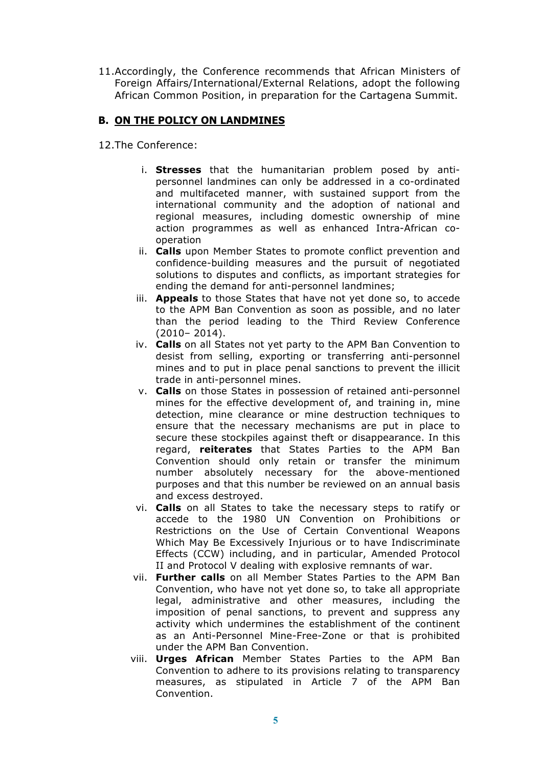11. Accordingly, the Conference recommends that African Ministers of Foreign Affairs/International/External Relations, adopt the following African Common Position, in preparation for the Cartagena Summit.

## B. ON THE POLICY ON LANDMINES

12. The Conference:

i. **Stresses** that the humanitarian problem posed by anti-personnel landmines can only be addressed in a co-ordinated and multifaceted manner, with sustained support from the international community and the adoption of national and regional measures, including domestic ownership of mine action programmes as well as enhanced Intra-African co-operation

ii. **Calls** upon Member States to promote conflict prevention and confidence-building measures and the pursuit of negotiated solutions to disputes and conflicts, as important strategies for ending the demand for anti-personnel landmines;

iii. **Appeals** to those States that have not yet done so, to accede to the APM Ban Convention as soon as possible, and no later than the period leading to the Third Review Conference (2010– 2014).

iv. **Calls** on all States not yet party to the APM Ban Convention to desist from selling, exporting or transferring anti-personnel mines and to put in place penal sanctions to prevent the illicit trade in anti-personnel mines.

v. **Calls** on those States in possession of retained anti-personnel mines for the effective development of, and training in, mine detection, mine clearance or mine destruction techniques to ensure that the necessary mechanisms are put in place to secure these stockpiles against theft or disappearance. In this regard, **reiterates** that States Parties to the APM Ban Convention should only retain or transfer the minimum number absolutely necessary for the above-mentioned purposes and that this number be reviewed on an annual basis and excess destroyed.

vi. **Calls** on all States to take the necessary steps to ratify or accede to the 1980 UN Convention on Prohibitions or Restrictions on the Use of Certain Conventional Weapons Which May Be Excessively Injurious or to have Indiscriminate Effects (CCW) including, and in particular, Amended Protocol II and Protocol V dealing with explosive remnants of war.

vii. **Further calls** on all Member States Parties to the APM Ban Convention, who have not yet done so, to take all appropriate legal, administrative and other measures, including the imposition of penal sanctions, to prevent and suppress any activity which undermines the establishment of the continent as an Anti-Personnel Mine-Free-Zone or that is prohibited under the APM Ban Convention.

viii. **Urges African** Member States Parties to the APM Ban Convention to adhere to its provisions relating to transparency measures, as stipulated in Article 7 of the APM Ban Convention.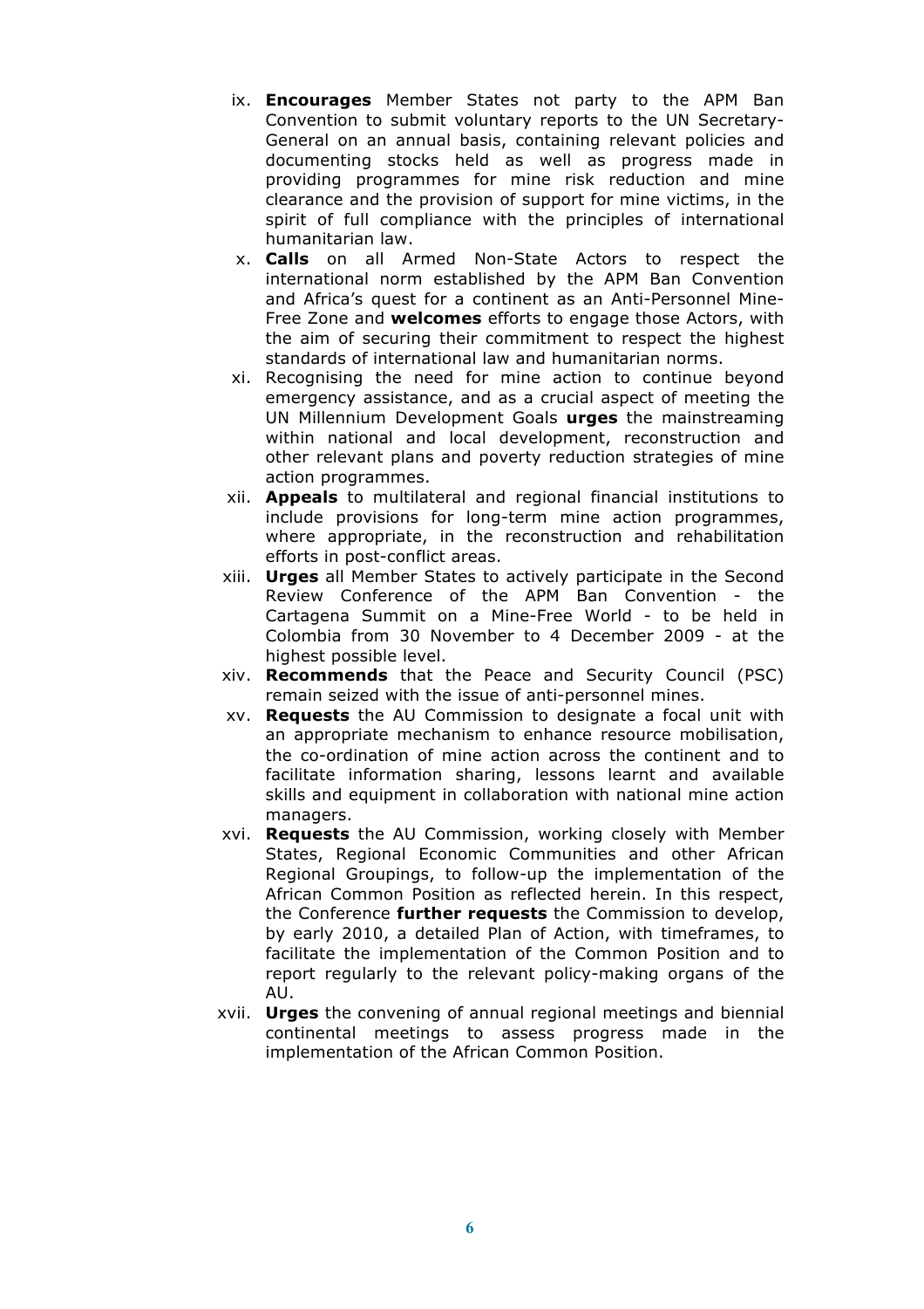ix. **Encourages** Member States not party to the APM Ban Convention to submit voluntary reports to the UN Secretary-General on an annual basis, containing relevant policies and documenting stocks held as well as progress made in providing programmes for mine risk reduction and mine clearance and the provision of support for mine victims, in the spirit of full compliance with the principles of international humanitarian law.

x. **Calls** on all Armed Non-State Actors to respect the international norm established by the APM Ban Convention and Africa's quest for a continent as an Anti-Personnel Mine-Free Zone and **welcomes** efforts to engage those Actors, with the aim of securing their commitment to respect the highest standards of international law and humanitarian norms.

xi. Recognising the need for mine action to continue beyond emergency assistance, and as a crucial aspect of meeting the UN Millennium Development Goals **urges** the mainstreaming within national and local development, reconstruction and other relevant plans and poverty reduction strategies of mine action programmes.

xii. **Appeals** to multilateral and regional financial institutions to include provisions for long-term mine action programmes, where appropriate, in the reconstruction and rehabilitation efforts in post-conflict areas.

xiii. **Urges** all Member States to actively participate in the Second Review Conference of the APM Ban Convention - the Cartagena Summit on a Mine-Free World - to be held in Colombia from 30 November to 4 December 2009 - at the highest possible level.

xiv. **Recommends** that the Peace and Security Council (PSC) remain seized with the issue of anti-personnel mines.

xv. **Requests** the AU Commission to designate a focal unit with an appropriate mechanism to enhance resource mobilisation, the co-ordination of mine action across the continent and to facilitate information sharing, lessons learnt and available skills and equipment in collaboration with national mine action managers.

xvi. **Requests** the AU Commission, working closely with Member States, Regional Economic Communities and other African Regional Groupings, to follow-up the implementation of the African Common Position as reflected herein. In this respect, the Conference **further requests** the Commission to develop, by early 2010, a detailed Plan of Action, with timeframes, to facilitate the implementation of the Common Position and to report regularly to the relevant policy-making organs of the AU.

xvii. **Urges** the convening of annual regional meetings and biennial continental meetings to assess progress made in the implementation of the African Common Position.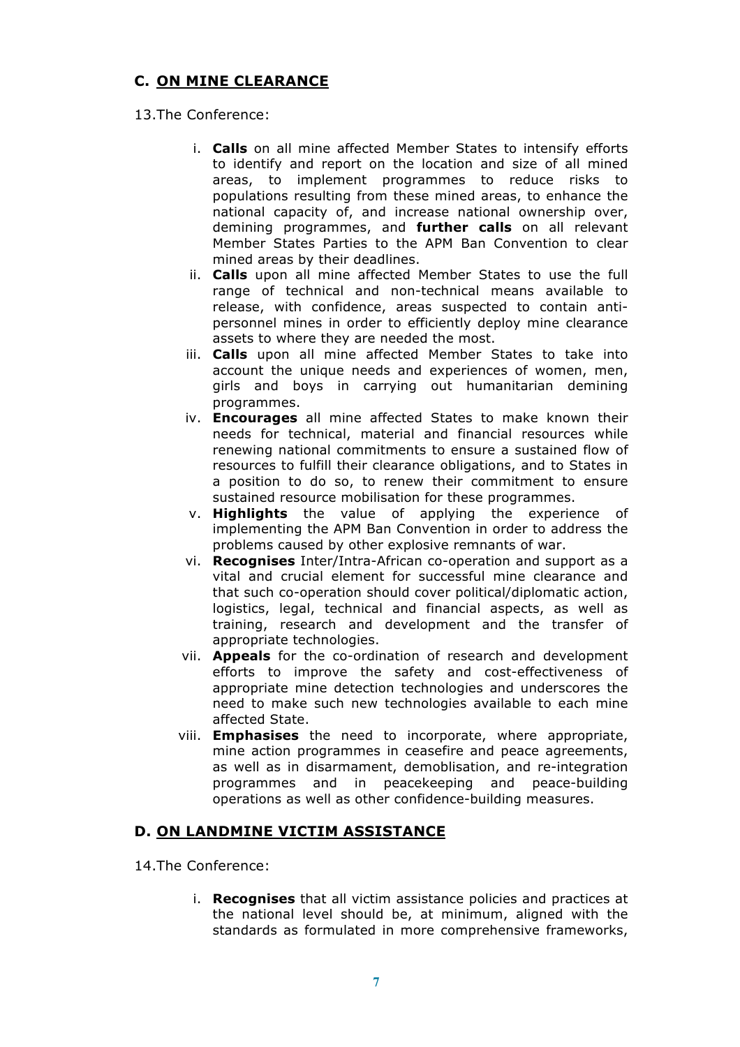## C. <u>ON MINE CLEARANCE</u>

13.The Conference:

i. **Calls** on all mine affected Member States to intensify efforts to identify and report on the location and size of all mined areas, to implement programmes to reduce risks to populations resulting from these mined areas, to enhance the national capacity of, and increase national ownership over, demining programmes, and **further calls** on all relevant Member States Parties to the APM Ban Convention to clear mined areas by their deadlines.

ii. **Calls** upon all mine affected Member States to use the full range of technical and non-technical means available to release, with confidence, areas suspected to contain anti-personnel mines in order to efficiently deploy mine clearance assets to where they are needed the most.

iii. **Calls** upon all mine affected Member States to take into account the unique needs and experiences of women, men, girls and boys in carrying out humanitarian demining programmes.

iv. **Encourages** all mine affected States to make known their needs for technical, material and financial resources while renewing national commitments to ensure a sustained flow of resources to fulfill their clearance obligations, and to States in a position to do so, to renew their commitment to ensure sustained resource mobilisation for these programmes.

v. **Highlights** the value of applying the experience of implementing the APM Ban Convention in order to address the problems caused by other explosive remnants of war.

vi. **Recognises** Inter/Intra-African co-operation and support as a vital and crucial element for successful mine clearance and that such co-operation should cover political/diplomatic action, logistics, legal, technical and financial aspects, as well as training, research and development and the transfer of appropriate technologies.

vii. **Appeals** for the co-ordination of research and development efforts to improve the safety and cost-effectiveness of appropriate mine detection technologies and underscores the need to make such new technologies available to each mine affected State.

viii. **Emphasises** the need to incorporate, where appropriate, mine action programmes in ceasefire and peace agreements, as well as in disarmament, demoblisation, and re-integration programmes and in peacekeeping and peace-building operations as well as other confidence-building measures.

## D. <u>ON LANDMINE VICTIM ASSISTANCE</u>

14.The Conference:

i. **Recognises** that all victim assistance policies and practices at the national level should be, at minimum, aligned with the standards as formulated in more comprehensive frameworks,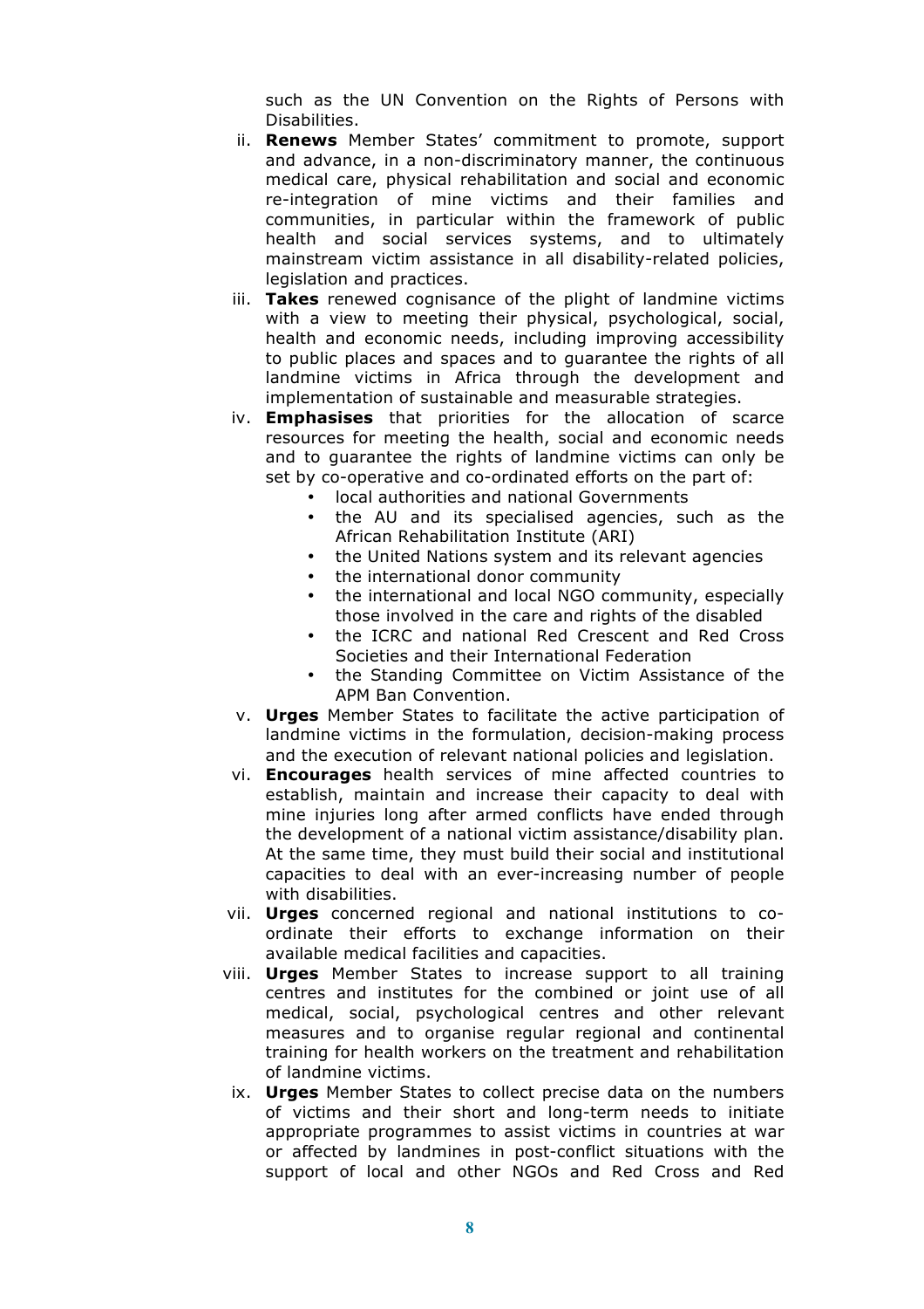such as the UN Convention on the Rights of Persons with Disabilities.

ii. **Renews** Member States' commitment to promote, support and advance, in a non-discriminatory manner, the continuous medical care, physical rehabilitation and social and economic re-integration of mine victims and their families and communities, in particular within the framework of public health and social services systems, and to ultimately mainstream victim assistance in all disability-related policies, legislation and practices.

iii. **Takes** renewed cognisance of the plight of landmine victims with a view to meeting their physical, psychological, social, health and economic needs, including improving accessibility to public places and spaces and to guarantee the rights of all landmine victims in Africa through the development and implementation of sustainable and measurable strategies.

iv. **Emphasises** that priorities for the allocation of scarce resources for meeting the health, social and economic needs and to guarantee the rights of landmine victims can only be set by co-operative and co-ordinated efforts on the part of:
   - local authorities and national Governments
   - the AU and its specialised agencies, such as the African Rehabilitation Institute (ARI)
   - the United Nations system and its relevant agencies
   - the international donor community
   - the international and local NGO community, especially those involved in the care and rights of the disabled
   - the ICRC and national Red Crescent and Red Cross Societies and their International Federation
   - the Standing Committee on Victim Assistance of the APM Ban Convention.

v. **Urges** Member States to facilitate the active participation of landmine victims in the formulation, decision-making process and the execution of relevant national policies and legislation.

vi. **Encourages** health services of mine affected countries to establish, maintain and increase their capacity to deal with mine injuries long after armed conflicts have ended through the development of a national victim assistance/disability plan. At the same time, they must build their social and institutional capacities to deal with an ever-increasing number of people with disabilities.

vii. **Urges** concerned regional and national institutions to co-ordinate their efforts to exchange information on their available medical facilities and capacities.

viii. **Urges** Member States to increase support to all training centres and institutes for the combined or joint use of all medical, social, psychological centres and other relevant measures and to organise regular regional and continental training for health workers on the treatment and rehabilitation of landmine victims.

ix. **Urges** Member States to collect precise data on the numbers of victims and their short and long-term needs to initiate appropriate programmes to assist victims in countries at war or affected by landmines in post-conflict situations with the support of local and other NGOs and Red Cross and Red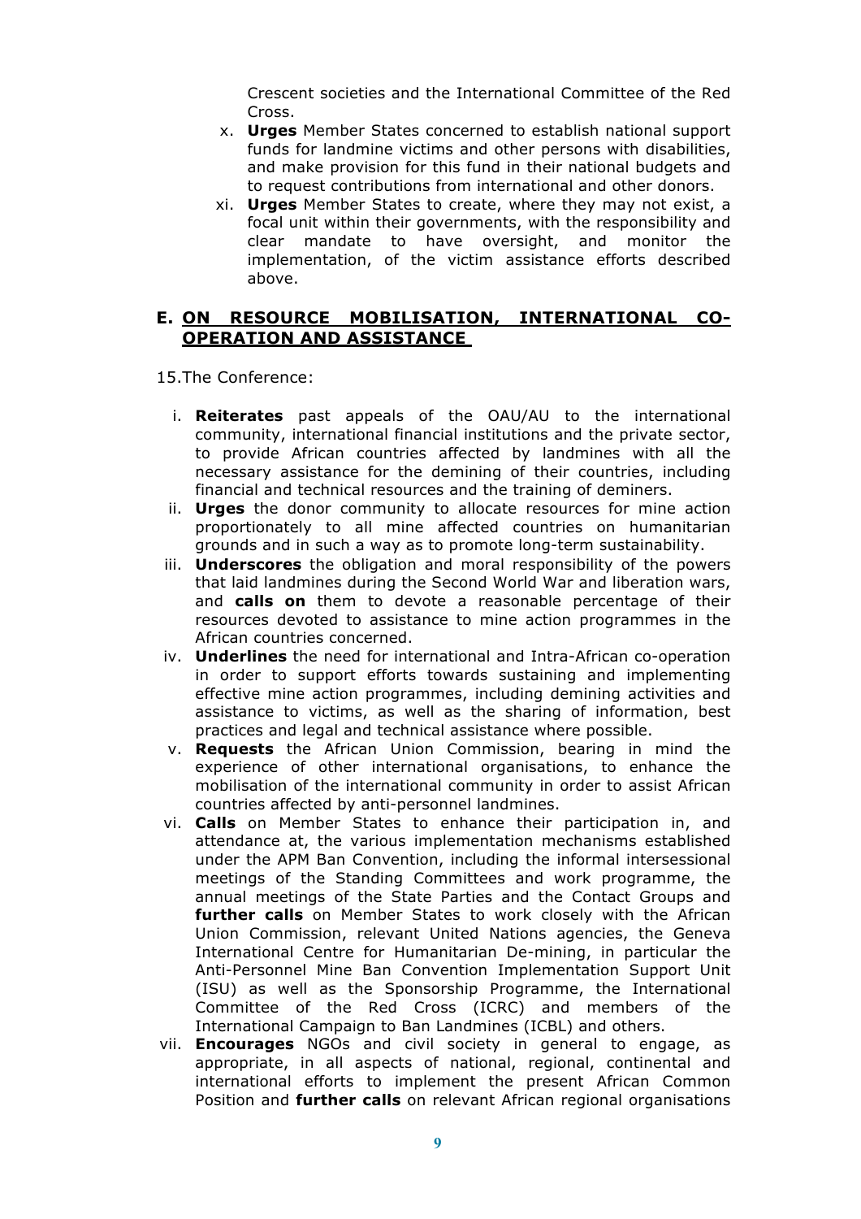Crescent societies and the International Committee of the Red Cross.

x. **Urges** Member States concerned to establish national support funds for landmine victims and other persons with disabilities, and make provision for this fund in their national budgets and to request contributions from international and other donors.

xi. **Urges** Member States to create, where they may not exist, a focal unit within their governments, with the responsibility and clear mandate to have oversight, and monitor the implementation, of the victim assistance efforts described above.

## E. ON RESOURCE MOBILISATION, INTERNATIONAL CO-OPERATION AND ASSISTANCE

15.The Conference:

i. **Reiterates** past appeals of the OAU/AU to the international community, international financial institutions and the private sector, to provide African countries affected by landmines with all the necessary assistance for the demining of their countries, including financial and technical resources and the training of deminers.

ii. **Urges** the donor community to allocate resources for mine action proportionately to all mine affected countries on humanitarian grounds and in such a way as to promote long-term sustainability.

iii. **Underscores** the obligation and moral responsibility of the powers that laid landmines during the Second World War and liberation wars, and **calls on** them to devote a reasonable percentage of their resources devoted to assistance to mine action programmes in the African countries concerned.

iv. **Underlines** the need for international and Intra-African co-operation in order to support efforts towards sustaining and implementing effective mine action programmes, including demining activities and assistance to victims, as well as the sharing of information, best practices and legal and technical assistance where possible.

v. **Requests** the African Union Commission, bearing in mind the experience of other international organisations, to enhance the mobilisation of the international community in order to assist African countries affected by anti-personnel landmines.

vi. **Calls** on Member States to enhance their participation in, and attendance at, the various implementation mechanisms established under the APM Ban Convention, including the informal intersessional meetings of the Standing Committees and work programme, the annual meetings of the State Parties and the Contact Groups and **further calls** on Member States to work closely with the African Union Commission, relevant United Nations agencies, the Geneva International Centre for Humanitarian De-mining, in particular the Anti-Personnel Mine Ban Convention Implementation Support Unit (ISU) as well as the Sponsorship Programme, the International Committee of the Red Cross (ICRC) and members of the International Campaign to Ban Landmines (ICBL) and others.

vii. **Encourages** NGOs and civil society in general to engage, as appropriate, in all aspects of national, regional, continental and international efforts to implement the present African Common Position and **further calls** on relevant African regional organisations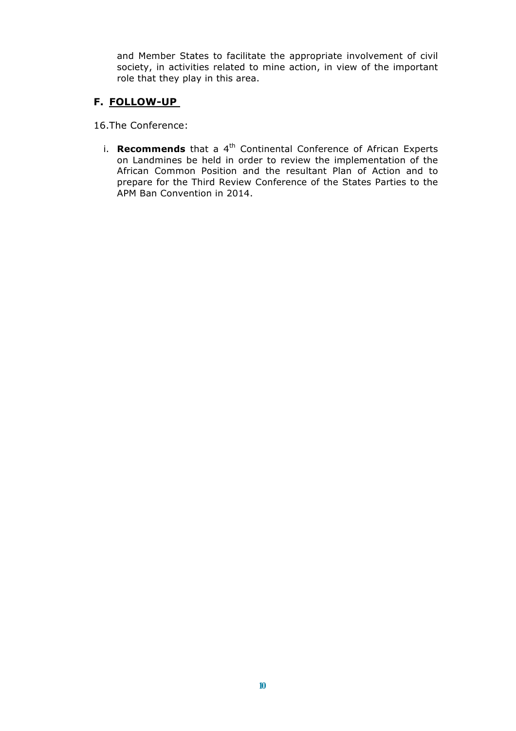and Member States to facilitate the appropriate involvement of civil society, in activities related to mine action, in view of the important role that they play in this area.

## F. FOLLOW-UP

16. The Conference:

i. **Recommends** that a 4[th] Continental Conference of African Experts on Landmines be held in order to review the implementation of the African Common Position and the resultant Plan of Action and to prepare for the Third Review Conference of the States Parties to the APM Ban Convention in 2014.